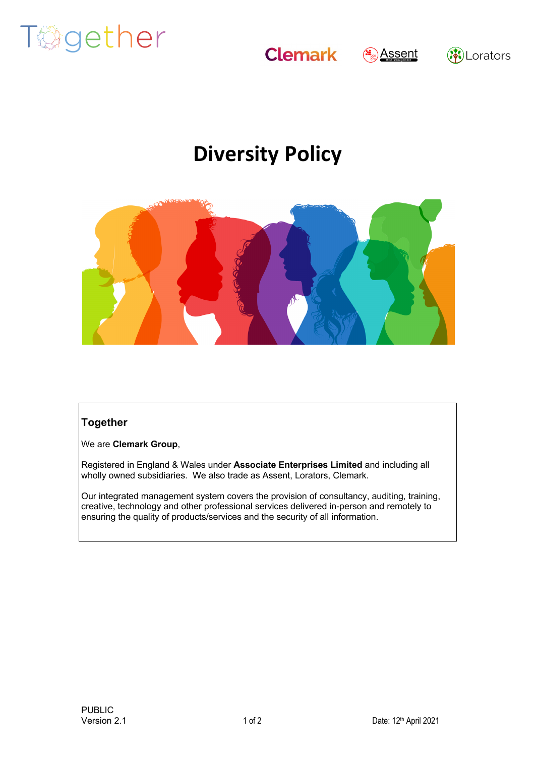# Diversity Policy

**Together**

We are **Clemark Group**,

Registered in England & Wales under **Associate Enterprises Limited** and including all wholly owned subsidiaries. We also trade as Assent, Lorators, Clemark.

Our integrated management system covers the provision of consultancy, auditing, training, creative, technology and other professional services delivered in-person and remotely to ensuring the quality of products/services and the security of all information.

PUBLIC
Version 2.1

Date: 12th April 2021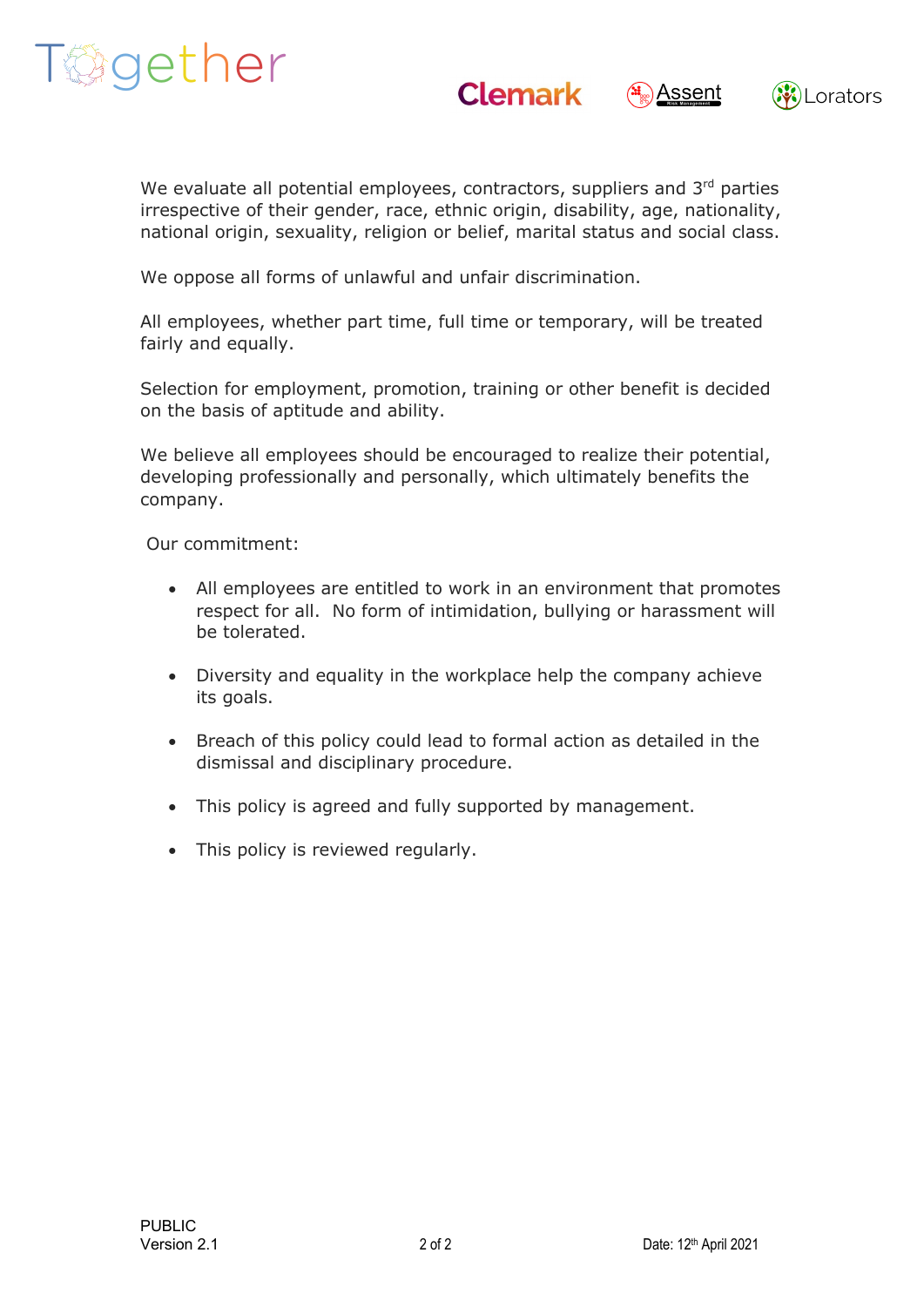We evaluate all potential employees, contractors, suppliers and 3rd parties irrespective of their gender, race, ethnic origin, disability, age, nationality, national origin, sexuality, religion or belief, marital status and social class.

We oppose all forms of unlawful and unfair discrimination.

All employees, whether part time, full time or temporary, will be treated fairly and equally.

Selection for employment, promotion, training or other benefit is decided on the basis of aptitude and ability.

We believe all employees should be encouraged to realize their potential, developing professionally and personally, which ultimately benefits the company.

Our commitment:

- All employees are entitled to work in an environment that promotes respect for all. No form of intimidation, bullying or harassment will be tolerated.
- Diversity and equality in the workplace help the company achieve its goals.
- Breach of this policy could lead to formal action as detailed in the dismissal and disciplinary procedure.
- This policy is agreed and fully supported by management.
- This policy is reviewed regularly.